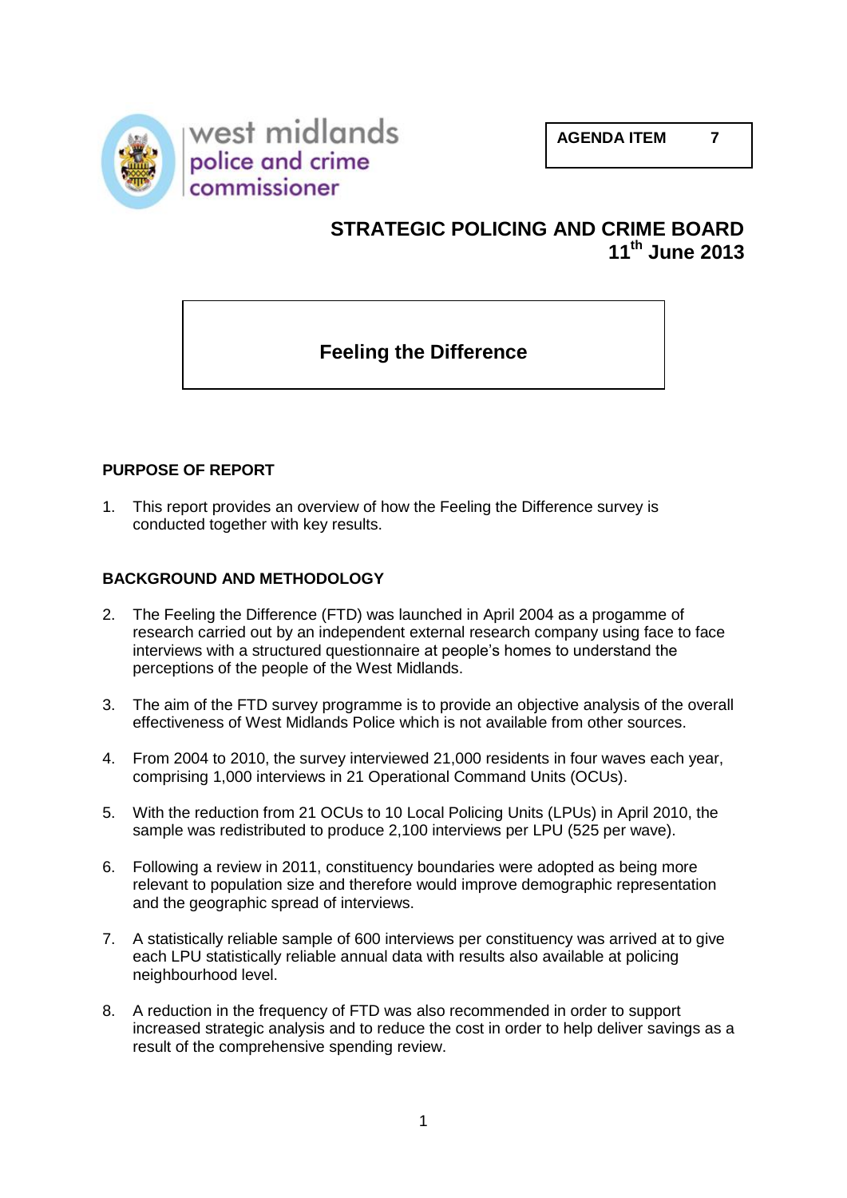west midlands police and crime commissioner

**AGENDA ITEM 7**

## STRATEGIC POLICING AND CRIME BOARD
## 11th June 2013

# Feeling the Difference

### PURPOSE OF REPORT

1. This report provides an overview of how the Feeling the Difference survey is conducted together with key results.

### BACKGROUND AND METHODOLOGY

2. The Feeling the Difference (FTD) was launched in April 2004 as a progamme of research carried out by an independent external research company using face to face interviews with a structured questionnaire at people's homes to understand the perceptions of the people of the West Midlands.

3. The aim of the FTD survey programme is to provide an objective analysis of the overall effectiveness of West Midlands Police which is not available from other sources.

4. From 2004 to 2010, the survey interviewed 21,000 residents in four waves each year, comprising 1,000 interviews in 21 Operational Command Units (OCUs).

5. With the reduction from 21 OCUs to 10 Local Policing Units (LPUs) in April 2010, the sample was redistributed to produce 2,100 interviews per LPU (525 per wave).

6. Following a review in 2011, constituency boundaries were adopted as being more relevant to population size and therefore would improve demographic representation and the geographic spread of interviews.

7. A statistically reliable sample of 600 interviews per constituency was arrived at to give each LPU statistically reliable annual data with results also available at policing neighbourhood level.

8. A reduction in the frequency of FTD was also recommended in order to support increased strategic analysis and to reduce the cost in order to help deliver savings as a result of the comprehensive spending review.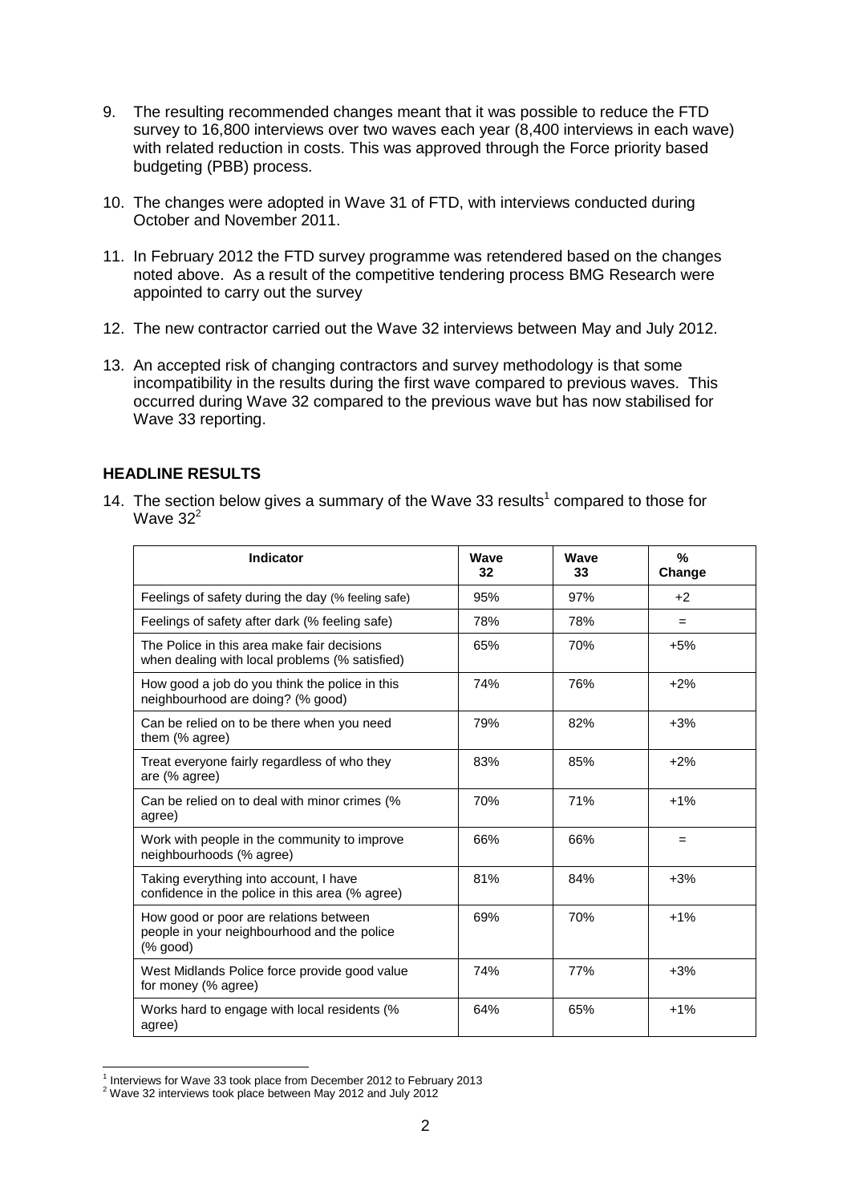9. The resulting recommended changes meant that it was possible to reduce the FTD survey to 16,800 interviews over two waves each year (8,400 interviews in each wave) with related reduction in costs. This was approved through the Force priority based budgeting (PBB) process.

10. The changes were adopted in Wave 31 of FTD, with interviews conducted during October and November 2011.

11. In February 2012 the FTD survey programme was retendered based on the changes noted above. As a result of the competitive tendering process BMG Research were appointed to carry out the survey

12. The new contractor carried out the Wave 32 interviews between May and July 2012.

13. An accepted risk of changing contractors and survey methodology is that some incompatibility in the results during the first wave compared to previous waves. This occurred during Wave 32 compared to the previous wave but has now stabilised for Wave 33 reporting.

## HEADLINE RESULTS

14. The section below gives a summary of the Wave 33 results[1] compared to those for Wave 32[2]

| Indicator | Wave 32 | Wave 33 | % Change |
|---|---|---|---|
| Feelings of safety during the day (% feeling safe) | 95% | 97% | +2 |
| Feelings of safety after dark (% feeling safe) | 78% | 78% | = |
| The Police in this area make fair decisions when dealing with local problems (% satisfied) | 65% | 70% | +5% |
| How good a job do you think the police in this neighbourhood are doing? (% good) | 74% | 76% | +2% |
| Can be relied on to be there when you need them (% agree) | 79% | 82% | +3% |
| Treat everyone fairly regardless of who they are (% agree) | 83% | 85% | +2% |
| Can be relied on to deal with minor crimes (% agree) | 70% | 71% | +1% |
| Work with people in the community to improve neighbourhoods (% agree) | 66% | 66% | = |
| Taking everything into account, I have confidence in the police in this area (% agree) | 81% | 84% | +3% |
| How good or poor are relations between people in your neighbourhood and the police (% good) | 69% | 70% | +1% |
| West Midlands Police force provide good value for money (% agree) | 74% | 77% | +3% |
| Works hard to engage with local residents (% agree) | 64% | 65% | +1% |

[1] Interviews for Wave 33 took place from December 2012 to February 2013
[2] Wave 32 interviews took place between May 2012 and July 2012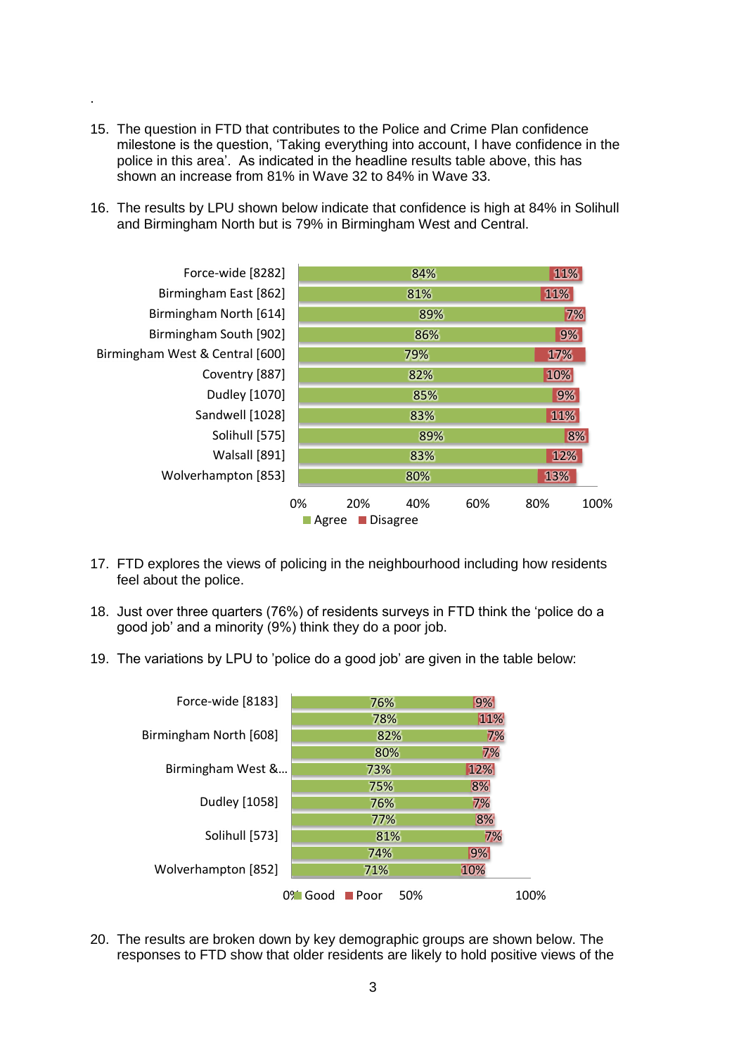.

15. The question in FTD that contributes to the Police and Crime Plan confidence milestone is the question, 'Taking everything into account, I have confidence in the police in this area'. As indicated in the headline results table above, this has shown an increase from 81% in Wave 32 to 84% in Wave 33.

16. The results by LPU shown below indicate that confidence is high at 84% in Solihull and Birmingham North but is 79% in Birmingham West and Central.

| | Agree | Disagree |
|---|---|---|
| Force-wide [8282] | 84% | 11% |
| Birmingham East [862] | 81% | 11% |
| Birmingham North [614] | 89% | 7% |
| Birmingham South [902] | 86% | 9% |
| Birmingham West & Central [600] | 79% | 17% |
| Coventry [887] | 82% | 10% |
| Dudley [1070] | 85% | 9% |
| Sandwell [1028] | 83% | 11% |
| Solihull [575] | 89% | 8% |
| Walsall [891] | 83% | 12% |
| Wolverhampton [853] | 80% | 13% |

17. FTD explores the views of policing in the neighbourhood including how residents feel about the police.

18. Just over three quarters (76%) of residents surveys in FTD think the 'police do a good job' and a minority (9%) think they do a poor job.

19. The variations by LPU to 'police do a good job' are given in the table below:

| | Good | Poor |
|---|---|---|
| Force-wide [8183] | 76% | 9% |
| | 78% | 11% |
| Birmingham North [608] | 82% | 7% |
| | 80% | 7% |
| Birmingham West &... | 73% | 12% |
| | 75% | 8% |
| Dudley [1058] | 76% | 7% |
| | 77% | 8% |
| Solihull [573] | 81% | 7% |
| | 74% | 9% |
| Wolverhampton [852] | 71% | 10% |

20. The results are broken down by key demographic groups are shown below. The responses to FTD show that older residents are likely to hold positive views of the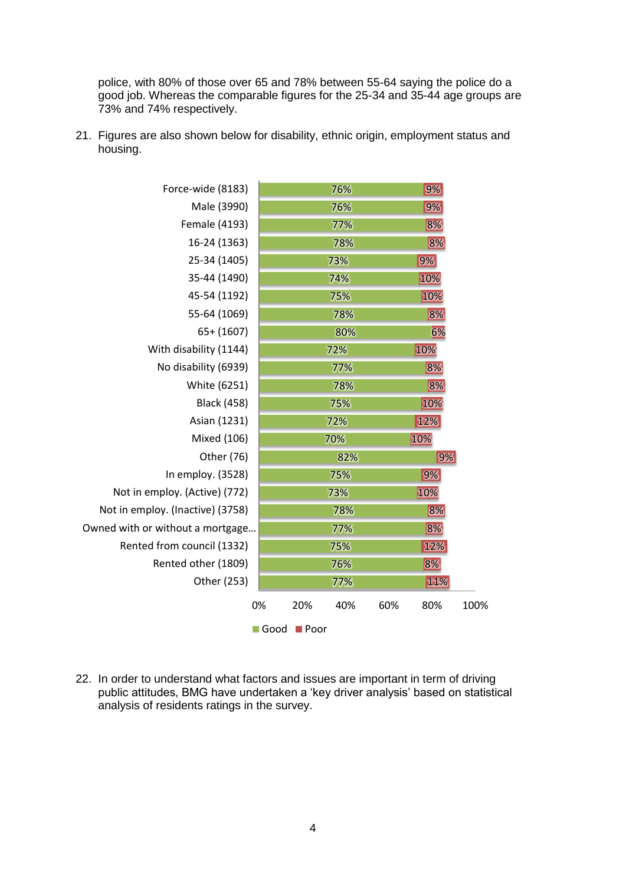police, with 80% of those over 65 and 78% between 55-64 saying the police do a good job. Whereas the comparable figures for the 25-34 and 35-44 age groups are 73% and 74% respectively.

21. Figures are also shown below for disability, ethnic origin, employment status and housing.

| | Good | Poor |
|---|---|---|
| Force-wide (8183) | 76% | 9% |
| Male (3990) | 76% | 9% |
| Female (4193) | 77% | 8% |
| 16-24 (1363) | 78% | 8% |
| 25-34 (1405) | 73% | 9% |
| 35-44 (1490) | 74% | 10% |
| 45-54 (1192) | 75% | 10% |
| 55-64 (1069) | 78% | 8% |
| 65+ (1607) | 80% | 6% |
| With disability (1144) | 72% | 10% |
| No disability (6939) | 77% | 8% |
| White (6251) | 78% | 8% |
| Black (458) | 75% | 10% |
| Asian (1231) | 72% | 12% |
| Mixed (106) | 70% | 10% |
| Other (76) | 82% | 9% |
| In employ. (3528) | 75% | 9% |
| Not in employ. (Active) (772) | 73% | 10% |
| Not in employ. (Inactive) (3758) | 78% | 8% |
| Owned with or without a mortgage... | 77% | 8% |
| Rented from council (1332) | 75% | 12% |
| Rented other (1809) | 76% | 8% |
| Other (253) | 77% | 11% |

22. In order to understand what factors and issues are important in term of driving public attitudes, BMG have undertaken a 'key driver analysis' based on statistical analysis of residents ratings in the survey.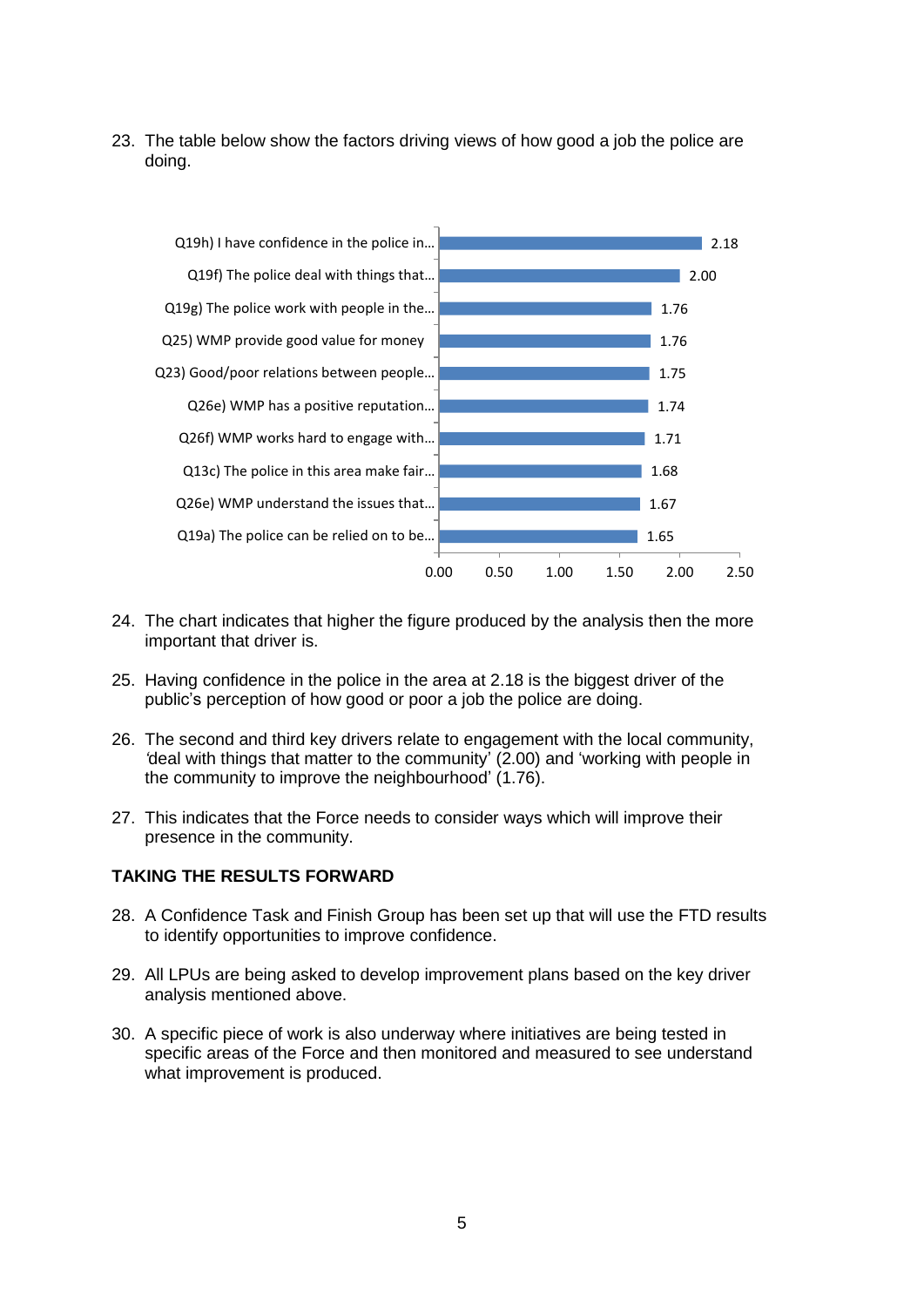23. The table below show the factors driving views of how good a job the police are doing.

| Factor | Value |
|---|---|
| Q19h) I have confidence in the police in… | 2.18 |
| Q19f) The police deal with things that… | 2.00 |
| Q19g) The police work with people in the… | 1.76 |
| Q25) WMP provide good value for money | 1.76 |
| Q23) Good/poor relations between people… | 1.75 |
| Q26e) WMP has a positive reputation… | 1.74 |
| Q26f) WMP works hard to engage with… | 1.71 |
| Q13c) The police in this area make fair… | 1.68 |
| Q26e) WMP understand the issues that… | 1.67 |
| Q19a) The police can be relied on to be… | 1.65 |

24. The chart indicates that higher the figure produced by the analysis then the more important that driver is.

25. Having confidence in the police in the area at 2.18 is the biggest driver of the public's perception of how good or poor a job the police are doing.

26. The second and third key drivers relate to engagement with the local community, 'deal with things that matter to the community' (2.00) and 'working with people in the community to improve the neighbourhood' (1.76).

27. This indicates that the Force needs to consider ways which will improve their presence in the community.

**TAKING THE RESULTS FORWARD**

28. A Confidence Task and Finish Group has been set up that will use the FTD results to identify opportunities to improve confidence.

29. All LPUs are being asked to develop improvement plans based on the key driver analysis mentioned above.

30. A specific piece of work is also underway where initiatives are being tested in specific areas of the Force and then monitored and measured to see understand what improvement is produced.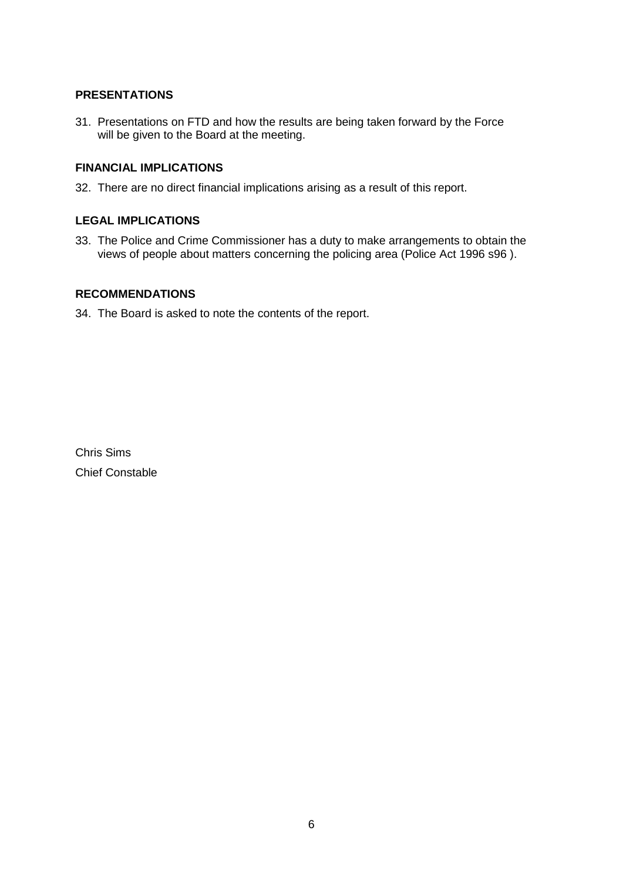## PRESENTATIONS

31. Presentations on FTD and how the results are being taken forward by the Force will be given to the Board at the meeting.

## FINANCIAL IMPLICATIONS

32. There are no direct financial implications arising as a result of this report.

## LEGAL IMPLICATIONS

33. The Police and Crime Commissioner has a duty to make arrangements to obtain the views of people about matters concerning the policing area (Police Act 1996 s96 ).

## RECOMMENDATIONS

34. The Board is asked to note the contents of the report.

Chris Sims

Chief Constable